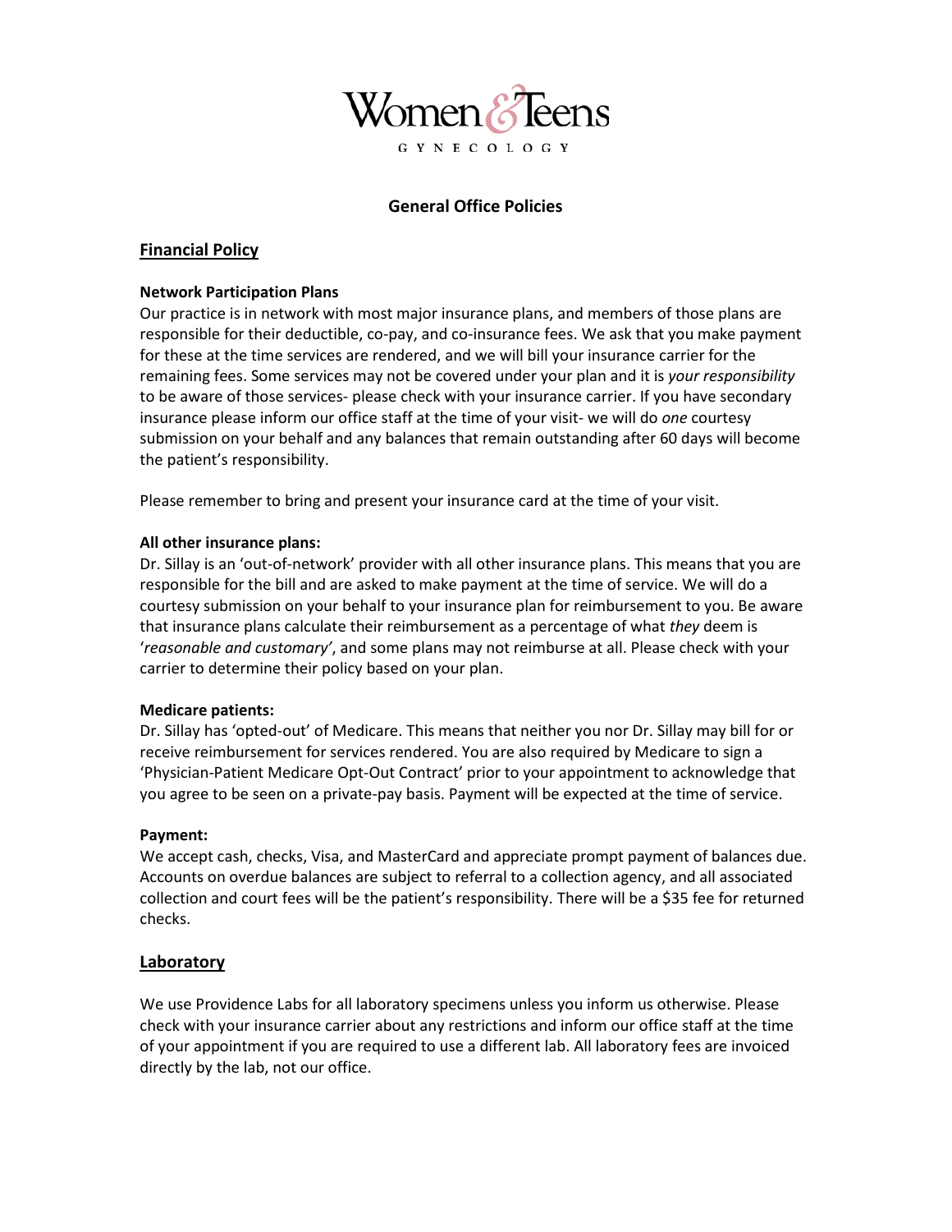Women & Teens

GYNECOLOGY

# General Office Policies

## Financial Policy

**Network Participation Plans**

Our practice is in network with most major insurance plans, and members of those plans are responsible for their deductible, co-pay, and co-insurance fees. We ask that you make payment for these at the time services are rendered, and we will bill your insurance carrier for the remaining fees. Some services may not be covered under your plan and it is *your responsibility* to be aware of those services- please check with your insurance carrier. If you have secondary insurance please inform our office staff at the time of your visit- we will do *one* courtesy submission on your behalf and any balances that remain outstanding after 60 days will become the patient's responsibility.

Please remember to bring and present your insurance card at the time of your visit.

**All other insurance plans:**

Dr. Sillay is an 'out-of-network' provider with all other insurance plans. This means that you are responsible for the bill and are asked to make payment at the time of service. We will do a courtesy submission on your behalf to your insurance plan for reimbursement to you. Be aware that insurance plans calculate their reimbursement as a percentage of what *they* deem is '*reasonable and customary'*, and some plans may not reimburse at all. Please check with your carrier to determine their policy based on your plan.

**Medicare patients:**

Dr. Sillay has 'opted-out' of Medicare. This means that neither you nor Dr. Sillay may bill for or receive reimbursement for services rendered. You are also required by Medicare to sign a 'Physician-Patient Medicare Opt-Out Contract' prior to your appointment to acknowledge that you agree to be seen on a private-pay basis. Payment will be expected at the time of service.

**Payment:**

We accept cash, checks, Visa, and MasterCard and appreciate prompt payment of balances due. Accounts on overdue balances are subject to referral to a collection agency, and all associated collection and court fees will be the patient's responsibility. There will be a $35 fee for returned checks.

## Laboratory

We use Providence Labs for all laboratory specimens unless you inform us otherwise. Please check with your insurance carrier about any restrictions and inform our office staff at the time of your appointment if you are required to use a different lab. All laboratory fees are invoiced directly by the lab, not our office.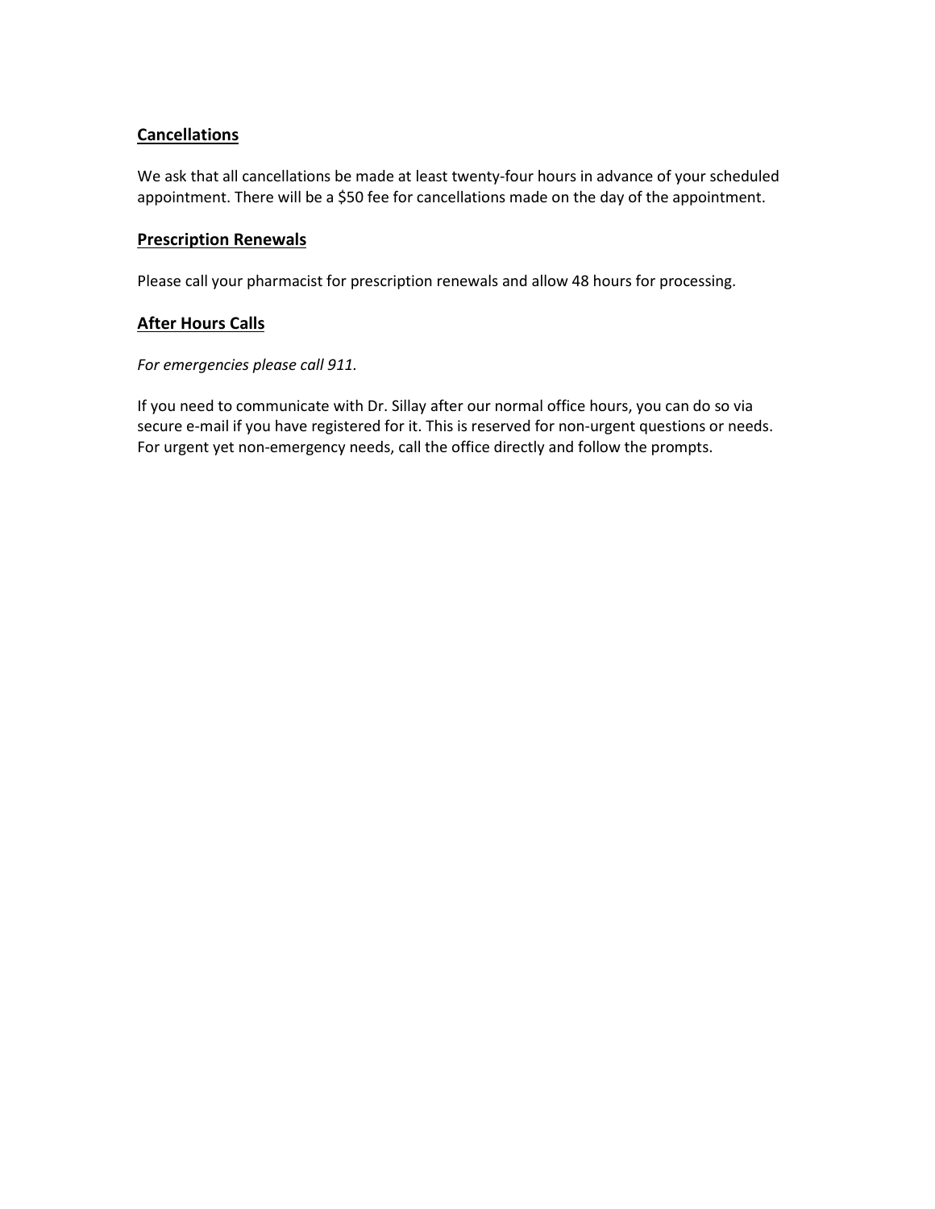## Cancellations

We ask that all cancellations be made at least twenty-four hours in advance of your scheduled appointment. There will be a $50 fee for cancellations made on the day of the appointment.

## Prescription Renewals

Please call your pharmacist for prescription renewals and allow 48 hours for processing.

## After Hours Calls

*For emergencies please call 911.*

If you need to communicate with Dr. Sillay after our normal office hours, you can do so via secure e-mail if you have registered for it. This is reserved for non-urgent questions or needs. For urgent yet non-emergency needs, call the office directly and follow the prompts.